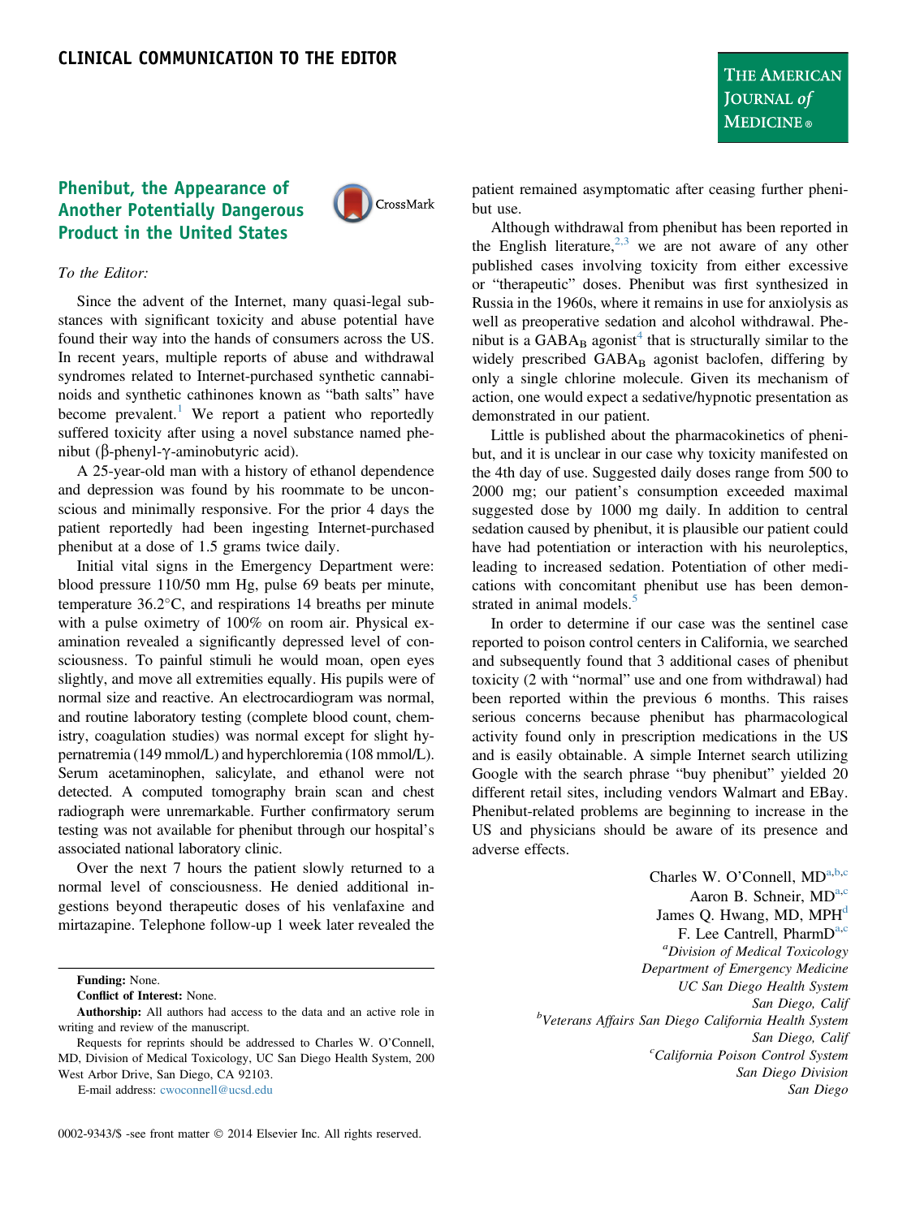CLINICAL COMMUNICATION TO THE EDITOR

# Phenibut, the Appearance of Another Potentially Dangerous Product in the United States

*To the Editor:*

Since the advent of the Internet, many quasi-legal substances with significant toxicity and abuse potential have found their way into the hands of consumers across the US. In recent years, multiple reports of abuse and withdrawal syndromes related to Internet-purchased synthetic cannabinoids and synthetic cathinones known as "bath salts" have become prevalent.[1] We report a patient who reportedly suffered toxicity after using a novel substance named phenibut (β-phenyl-γ-aminobutyric acid).

A 25-year-old man with a history of ethanol dependence and depression was found by his roommate to be unconscious and minimally responsive. For the prior 4 days the patient reportedly had been ingesting Internet-purchased phenibut at a dose of 1.5 grams twice daily.

Initial vital signs in the Emergency Department were: blood pressure 110/50 mm Hg, pulse 69 beats per minute, temperature 36.2°C, and respirations 14 breaths per minute with a pulse oximetry of 100% on room air. Physical examination revealed a significantly depressed level of consciousness. To painful stimuli he would moan, open eyes slightly, and move all extremities equally. His pupils were of normal size and reactive. An electrocardiogram was normal, and routine laboratory testing (complete blood count, chemistry, coagulation studies) was normal except for slight hypernatremia (149 mmol/L) and hyperchloremia (108 mmol/L). Serum acetaminophen, salicylate, and ethanol were not detected. A computed tomography brain scan and chest radiograph were unremarkable. Further confirmatory serum testing was not available for phenibut through our hospital's associated national laboratory clinic.

Over the next 7 hours the patient slowly returned to a normal level of consciousness. He denied additional ingestions beyond therapeutic doses of his venlafaxine and mirtazapine. Telephone follow-up 1 week later revealed the patient remained asymptomatic after ceasing further phenibut use.

Although withdrawal from phenibut has been reported in the English literature,[2,3] we are not aware of any other published cases involving toxicity from either excessive or "therapeutic" doses. Phenibut was first synthesized in Russia in the 1960s, where it remains in use for anxiolysis as well as preoperative sedation and alcohol withdrawal. Phenibut is a $GABA_B$ agonist[4] that is structurally similar to the widely prescribed $GABA_B$ agonist baclofen, differing by only a single chlorine molecule. Given its mechanism of action, one would expect a sedative/hypnotic presentation as demonstrated in our patient.

Little is published about the pharmacokinetics of phenibut, and it is unclear in our case why toxicity manifested on the 4th day of use. Suggested daily doses range from 500 to 2000 mg; our patient's consumption exceeded maximal suggested dose by 1000 mg daily. In addition to central sedation caused by phenibut, it is plausible our patient could have had potentiation or interaction with his neuroleptics, leading to increased sedation. Potentiation of other medications with concomitant phenibut use has been demonstrated in animal models.[5]

In order to determine if our case was the sentinel case reported to poison control centers in California, we searched and subsequently found that 3 additional cases of phenibut toxicity (2 with "normal" use and one from withdrawal) had been reported within the previous 6 months. This raises serious concerns because phenibut has pharmacological activity found only in prescription medications in the US and is easily obtainable. A simple Internet search utilizing Google with the search phrase "buy phenibut" yielded 20 different retail sites, including vendors Walmart and EBay. Phenibut-related problems are beginning to increase in the US and physicians should be aware of its presence and adverse effects.

Charles W. O'Connell, MD[a,b,c]
Aaron B. Schneir, MD[a,c]
James Q. Hwang, MD, MPH[d]
F. Lee Cantrell, PharmD[a,c]

[a]*Division of Medical Toxicology*
*Department of Emergency Medicine*
*UC San Diego Health System*
*San Diego, Calif*

[b]*Veterans Affairs San Diego California Health System*
*San Diego, Calif*

[c]*California Poison Control System*
*San Diego Division*
*San Diego*

---

**Funding:** None.

**Conflict of Interest:** None.

**Authorship:** All authors had access to the data and an active role in writing and review of the manuscript.

Requests for reprints should be addressed to Charles W. O'Connell, MD, Division of Medical Toxicology, UC San Diego Health System, 200 West Arbor Drive, San Diego, CA 92103.

E-mail address: cwoconnell@ucsd.edu

0002-9343/$ -see front matter © 2014 Elsevier Inc. All rights reserved.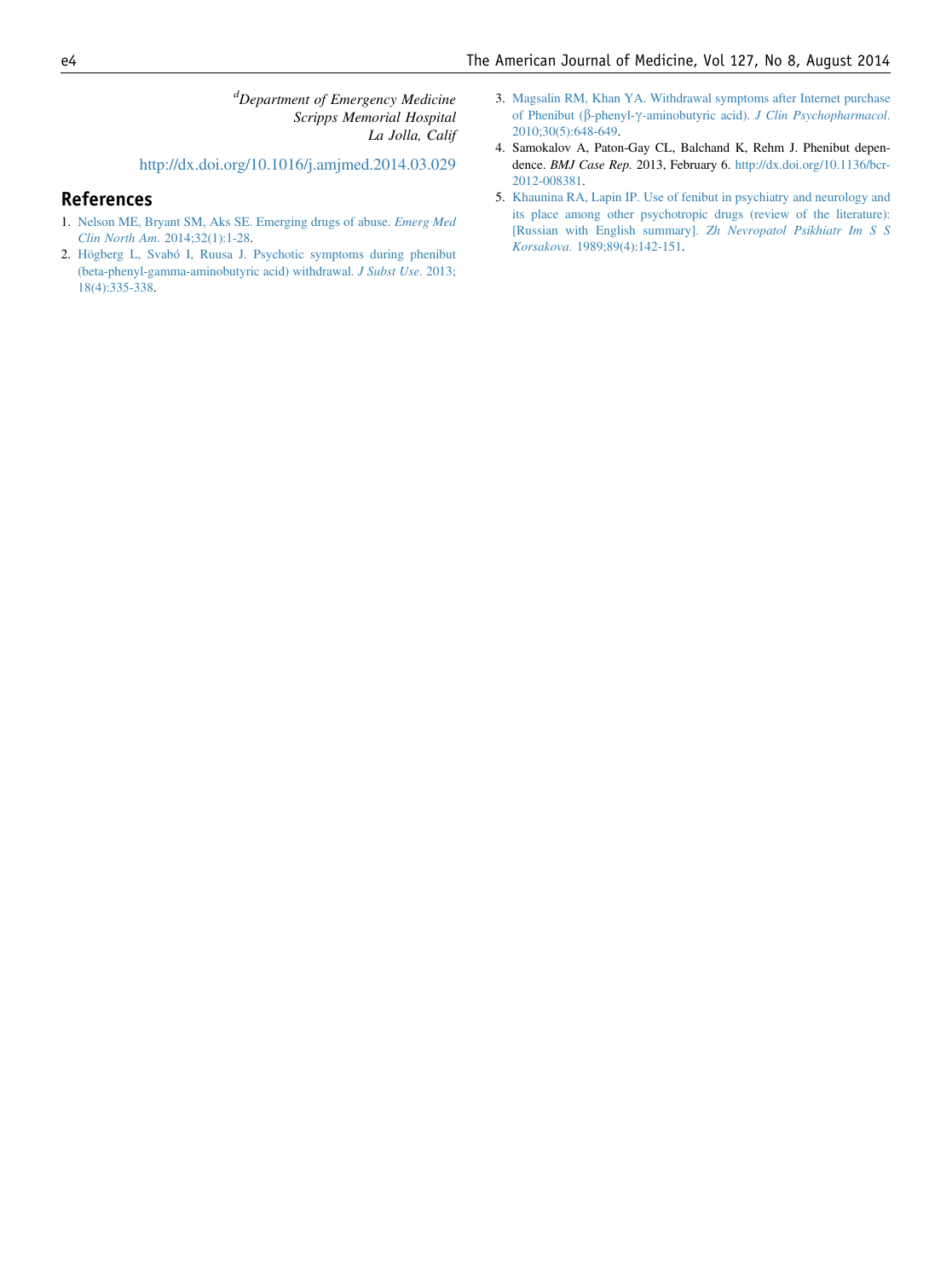[d]*Department of Emergency Medicine*
*Scripps Memorial Hospital*
*La Jolla, Calif*

http://dx.doi.org/10.1016/j.amjmed.2014.03.029

## References

1. Nelson ME, Bryant SM, Aks SE. Emerging drugs of abuse. *Emerg Med Clin North Am*. 2014;32(1):1-28.
2. Högberg L, Svabó I, Ruusa J. Psychotic symptoms during phenibut (beta-phenyl-gamma-aminobutyric acid) withdrawal. *J Subst Use*. 2013; 18(4):335-338.
3. Magsalin RM, Khan YA. Withdrawal symptoms after Internet purchase of Phenibut (β-phenyl-γ-aminobutyric acid). *J Clin Psychopharmacol*. 2010;30(5):648-649.
4. Samokalov A, Paton-Gay CL, Balchand K, Rehm J. Phenibut dependence. *BMJ Case Rep*. 2013, February 6. http://dx.doi.org/10.1136/bcr-2012-008381.
5. Khaunina RA, Lapin IP. Use of fenibut in psychiatry and neurology and its place among other psychotropic drugs (review of the literature): [Russian with English summary]. *Zh Nevropatol Psikhiatr Im S S Korsakova*. 1989;89(4):142-151.